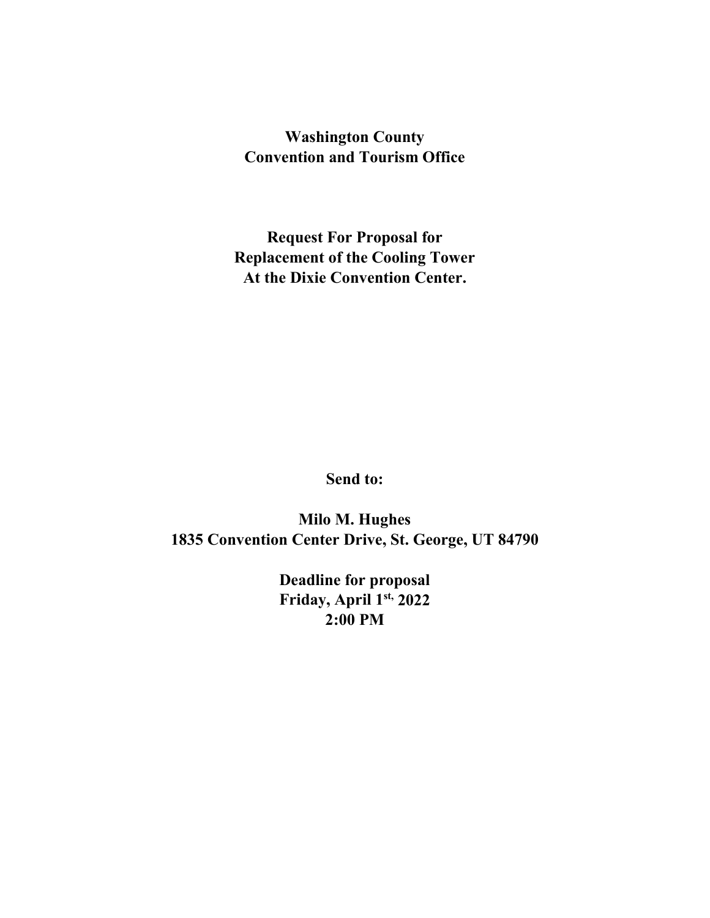**Washington County**
**Convention and Tourism Office**

**Request For Proposal for**
**Replacement of the Cooling Tower**
**At the Dixie Convention Center.**

**Send to:**

**Milo M. Hughes**
**1835 Convention Center Drive, St. George, UT 84790**

**Deadline for proposal**
**Friday, April 1st, 2022**
**2:00 PM**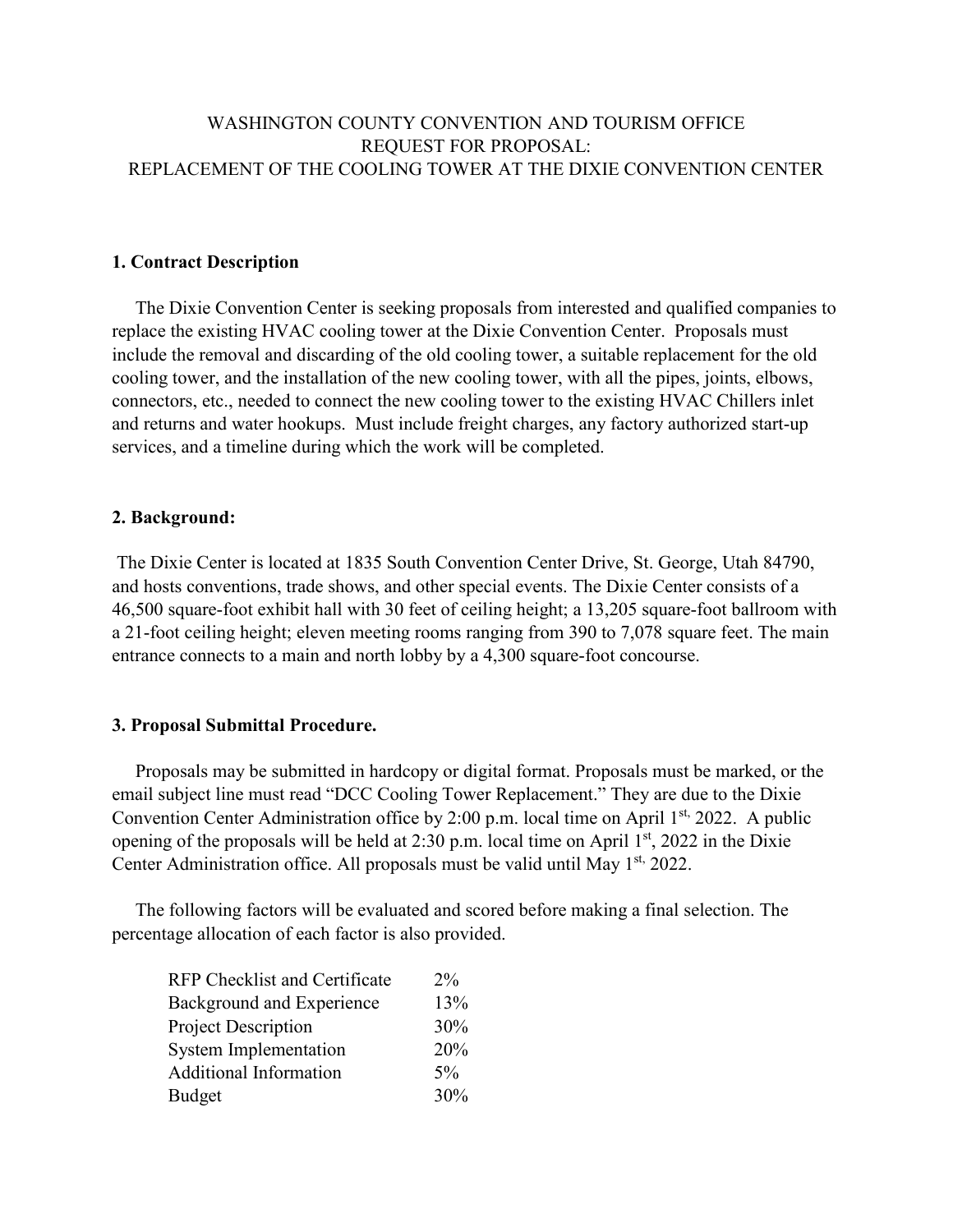WASHINGTON COUNTY CONVENTION AND TOURISM OFFICE
REQUEST FOR PROPOSAL:
REPLACEMENT OF THE COOLING TOWER AT THE DIXIE CONVENTION CENTER

## 1. Contract Description

The Dixie Convention Center is seeking proposals from interested and qualified companies to replace the existing HVAC cooling tower at the Dixie Convention Center. Proposals must include the removal and discarding of the old cooling tower, a suitable replacement for the old cooling tower, and the installation of the new cooling tower, with all the pipes, joints, elbows, connectors, etc., needed to connect the new cooling tower to the existing HVAC Chillers inlet and returns and water hookups. Must include freight charges, any factory authorized start-up services, and a timeline during which the work will be completed.

## 2. Background:

The Dixie Center is located at 1835 South Convention Center Drive, St. George, Utah 84790, and hosts conventions, trade shows, and other special events. The Dixie Center consists of a 46,500 square-foot exhibit hall with 30 feet of ceiling height; a 13,205 square-foot ballroom with a 21-foot ceiling height; eleven meeting rooms ranging from 390 to 7,078 square feet. The main entrance connects to a main and north lobby by a 4,300 square-foot concourse.

## 3. Proposal Submittal Procedure.

Proposals may be submitted in hardcopy or digital format. Proposals must be marked, or the email subject line must read "DCC Cooling Tower Replacement." They are due to the Dixie Convention Center Administration office by 2:00 p.m. local time on April 1st, 2022. A public opening of the proposals will be held at 2:30 p.m. local time on April 1st, 2022 in the Dixie Center Administration office. All proposals must be valid until May 1st, 2022.

The following factors will be evaluated and scored before making a final selection. The percentage allocation of each factor is also provided.

| Factor | Percentage |
|---|---|
| RFP Checklist and Certificate | 2% |
| Background and Experience | 13% |
| Project Description | 30% |
| System Implementation | 20% |
| Additional Information | 5% |
| Budget | 30% |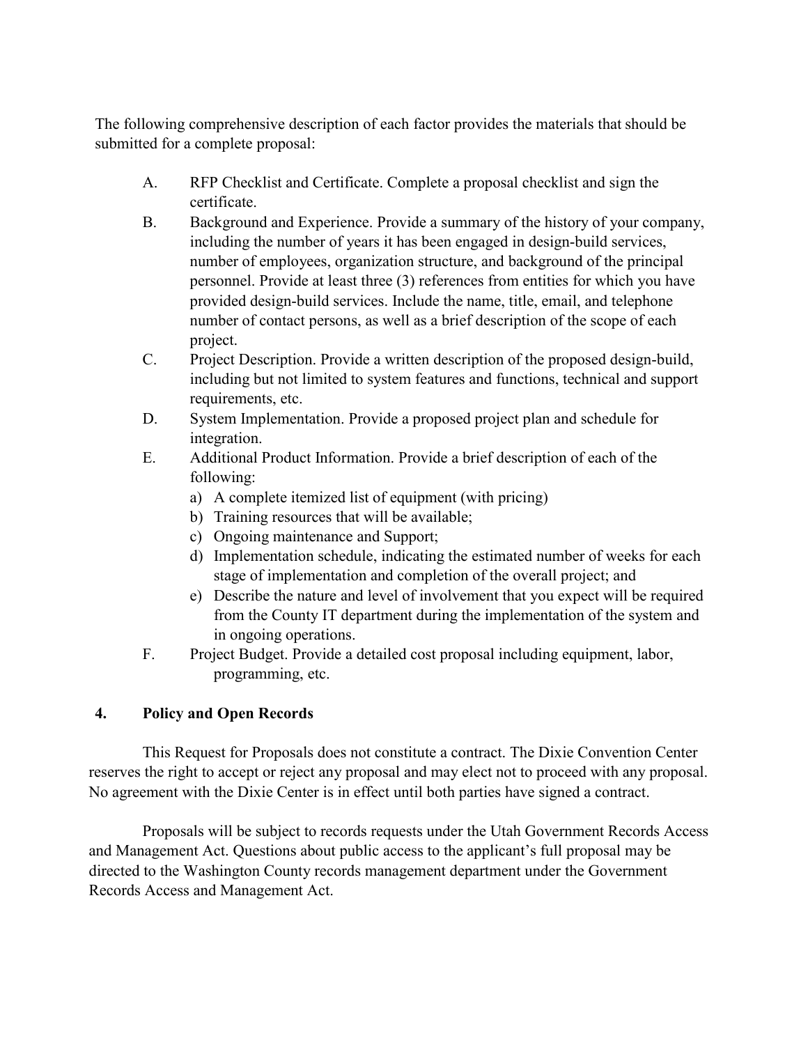The following comprehensive description of each factor provides the materials that should be submitted for a complete proposal:

A. RFP Checklist and Certificate. Complete a proposal checklist and sign the certificate.

B. Background and Experience. Provide a summary of the history of your company, including the number of years it has been engaged in design-build services, number of employees, organization structure, and background of the principal personnel. Provide at least three (3) references from entities for which you have provided design-build services. Include the name, title, email, and telephone number of contact persons, as well as a brief description of the scope of each project.

C. Project Description. Provide a written description of the proposed design-build, including but not limited to system features and functions, technical and support requirements, etc.

D. System Implementation. Provide a proposed project plan and schedule for integration.

E. Additional Product Information. Provide a brief description of each of the following:

   a) A complete itemized list of equipment (with pricing)
   b) Training resources that will be available;
   c) Ongoing maintenance and Support;
   d) Implementation schedule, indicating the estimated number of weeks for each stage of implementation and completion of the overall project; and
   e) Describe the nature and level of involvement that you expect will be required from the County IT department during the implementation of the system and in ongoing operations.

F. Project Budget. Provide a detailed cost proposal including equipment, labor, programming, etc.

## 4. Policy and Open Records

This Request for Proposals does not constitute a contract. The Dixie Convention Center reserves the right to accept or reject any proposal and may elect not to proceed with any proposal. No agreement with the Dixie Center is in effect until both parties have signed a contract.

Proposals will be subject to records requests under the Utah Government Records Access and Management Act. Questions about public access to the applicant's full proposal may be directed to the Washington County records management department under the Government Records Access and Management Act.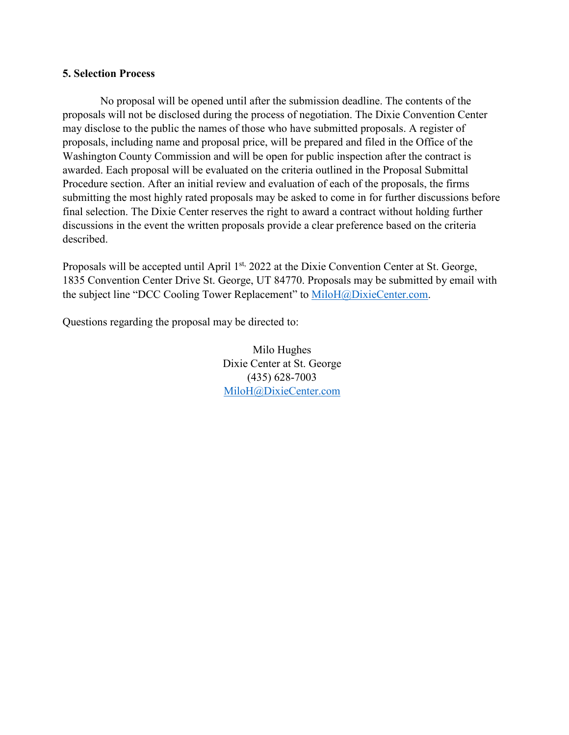**5. Selection Process**

No proposal will be opened until after the submission deadline. The contents of the proposals will not be disclosed during the process of negotiation. The Dixie Convention Center may disclose to the public the names of those who have submitted proposals. A register of proposals, including name and proposal price, will be prepared and filed in the Office of the Washington County Commission and will be open for public inspection after the contract is awarded. Each proposal will be evaluated on the criteria outlined in the Proposal Submittal Procedure section. After an initial review and evaluation of each of the proposals, the firms submitting the most highly rated proposals may be asked to come in for further discussions before final selection. The Dixie Center reserves the right to award a contract without holding further discussions in the event the written proposals provide a clear preference based on the criteria described.

Proposals will be accepted until April 1st, 2022 at the Dixie Convention Center at St. George, 1835 Convention Center Drive St. George, UT 84770. Proposals may be submitted by email with the subject line "DCC Cooling Tower Replacement" to MiloH@DixieCenter.com.

Questions regarding the proposal may be directed to:

Milo Hughes
Dixie Center at St. George
(435) 628-7003
MiloH@DixieCenter.com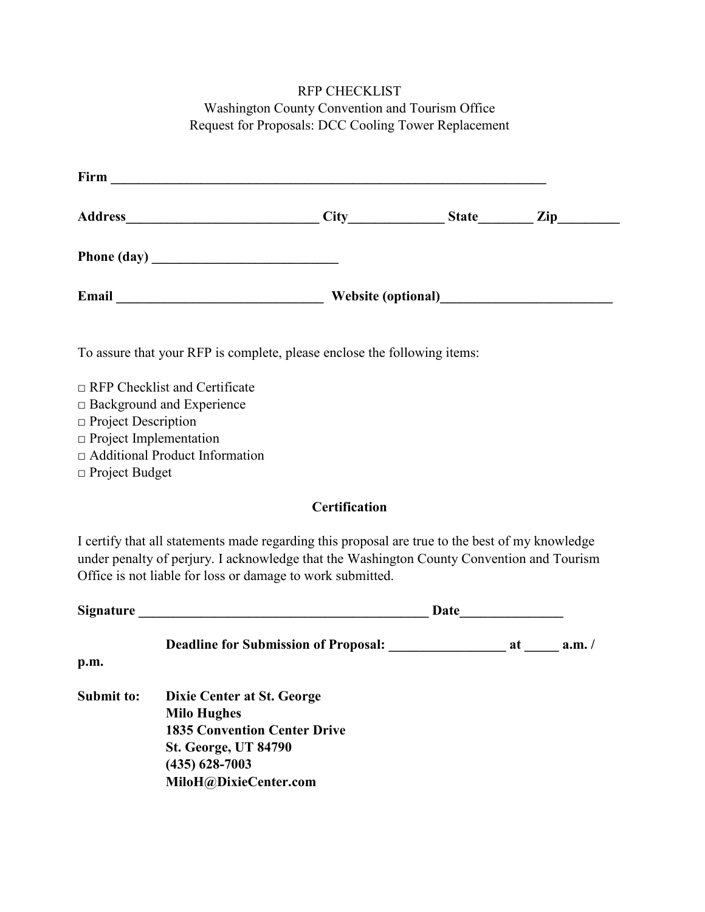RFP CHECKLIST
Washington County Convention and Tourism Office
Request for Proposals: DCC Cooling Tower Replacement

**Firm** ______________________________________________________________

**Address**___________________________ **City**_____________ **State**_______ **Zip**________

**Phone (day)** __________________________

**Email** _____________________________ **Website (optional)**________________________

To assure that your RFP is complete, please enclose the following items:

□ RFP Checklist and Certificate
□ Background and Experience
□ Project Description
□ Project Implementation
□ Additional Product Information
□ Project Budget

**Certification**

I certify that all statements made regarding this proposal are true to the best of my knowledge under penalty of perjury. I acknowledge that the Washington County Convention and Tourism Office is not liable for loss or damage to work submitted.

**Signature** ___________________________________________ **Date**______________

**Deadline for Submission of Proposal:** ________________ **at** _____ **a.m. / p.m.**

**Submit to:** **Dixie Center at St. George**
**Milo Hughes**
**1835 Convention Center Drive**
**St. George, UT 84790**
**(435) 628-7003**
**MiloH@DixieCenter.com**